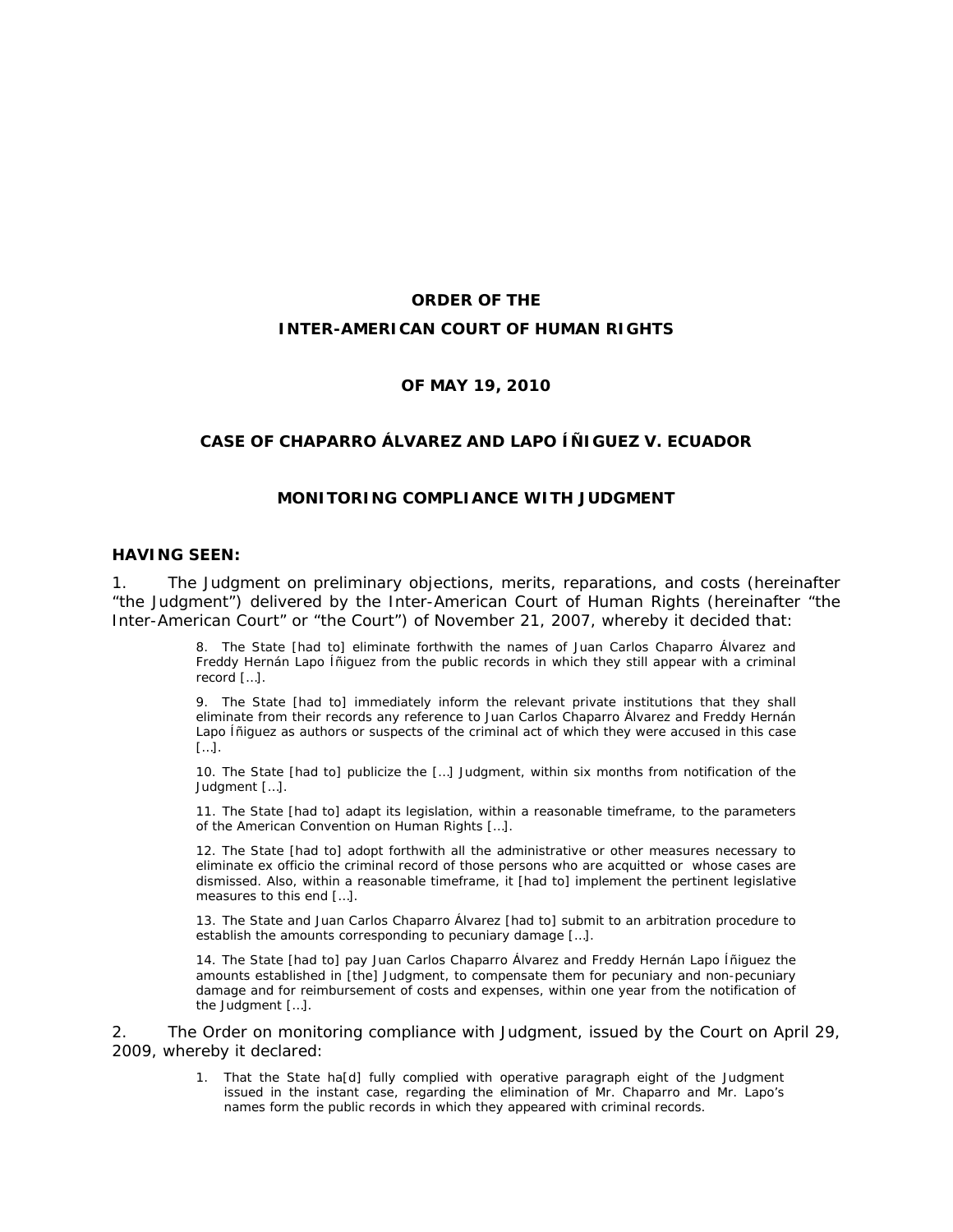**ORDER OF THE**

**INTER-AMERICAN COURT OF HUMAN RIGHTS**

**OF MAY 19, 2010**

**CASE OF CHAPARRO ÁLVAREZ AND LAPO ÍÑIGUEZ V. ECUADOR**

**MONITORING COMPLIANCE WITH JUDGMENT**

**HAVING SEEN:**

1. The Judgment on preliminary objections, merits, reparations, and costs (hereinafter "the Judgment") delivered by the Inter-American Court of Human Rights (hereinafter "the Inter-American Court" or "the Court") of November 21, 2007, whereby it decided that:

> 8. The State [had to] eliminate forthwith the names of Juan Carlos Chaparro Álvarez and Freddy Hernán Lapo Íñiguez from the public records in which they still appear with a criminal record […].
>
> 9. The State [had to] immediately inform the relevant private institutions that they shall eliminate from their records any reference to Juan Carlos Chaparro Álvarez and Freddy Hernán Lapo Íñiguez as authors or suspects of the criminal act of which they were accused in this case […].
>
> 10. The State [had to] publicize the […] Judgment, within six months from notification of the Judgment […].
>
> 11. The State [had to] adapt its legislation, within a reasonable timeframe, to the parameters of the American Convention on Human Rights […].
>
> 12. The State [had to] adopt forthwith all the administrative or other measures necessary to eliminate ex officio the criminal record of those persons who are acquitted or whose cases are dismissed. Also, within a reasonable timeframe, it [had to] implement the pertinent legislative measures to this end […].
>
> 13. The State and Juan Carlos Chaparro Álvarez [had to] submit to an arbitration procedure to establish the amounts corresponding to pecuniary damage […].
>
> 14. The State [had to] pay Juan Carlos Chaparro Álvarez and Freddy Hernán Lapo Íñiguez the amounts established in [the] Judgment, to compensate them for pecuniary and non-pecuniary damage and for reimbursement of costs and expenses, within one year from the notification of the Judgment […].

2. The Order on monitoring compliance with Judgment, issued by the Court on April 29, 2009, whereby it declared:

> 1. That the State ha[d] fully complied with operative paragraph eight of the Judgment issued in the instant case, regarding the elimination of Mr. Chaparro and Mr. Lapo's names form the public records in which they appeared with criminal records.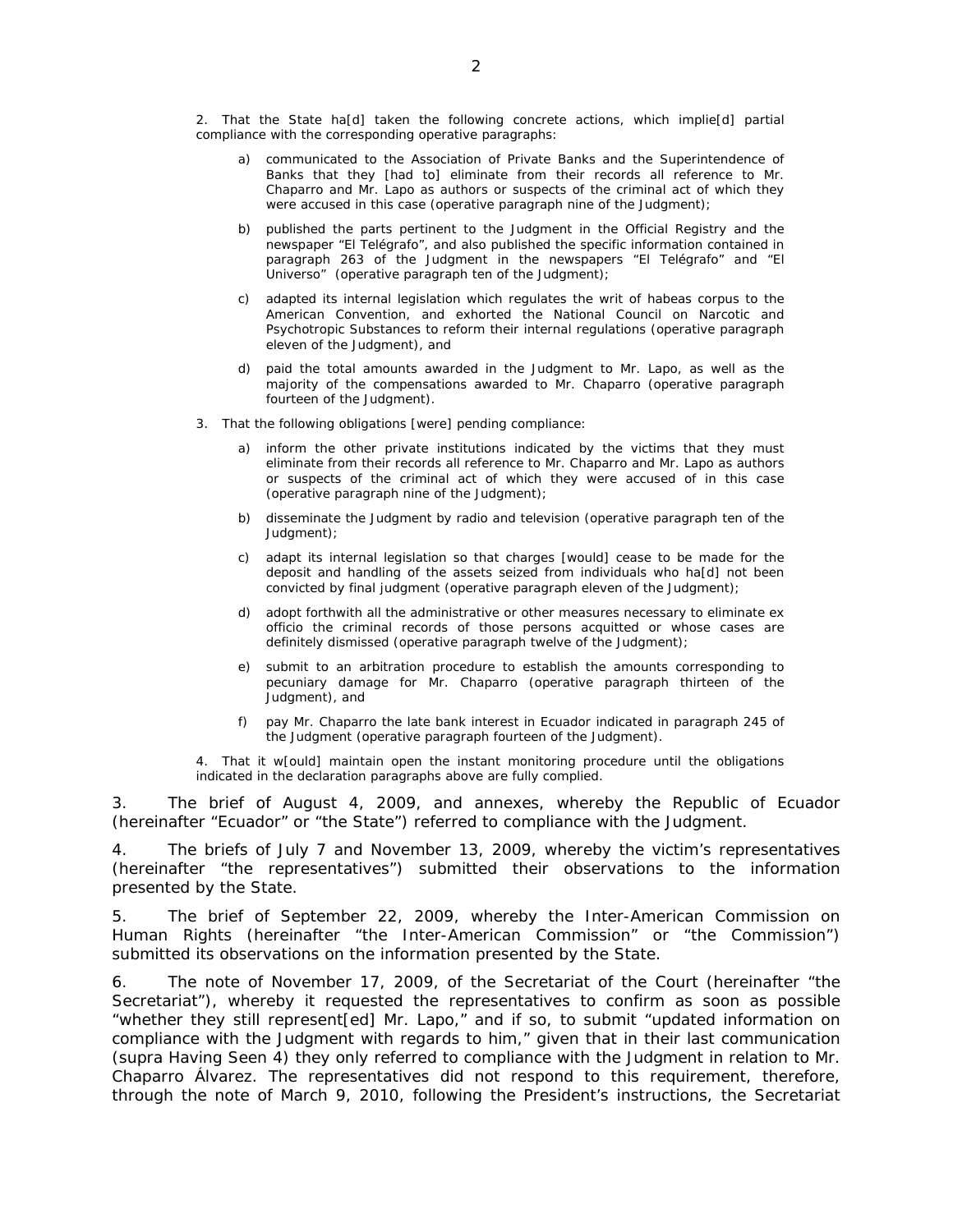2. That the State ha[d] taken the following concrete actions, which implie[d] partial compliance with the corresponding operative paragraphs:

   a) communicated to the Association of Private Banks and the Superintendence of Banks that they [had to] eliminate from their records all reference to Mr. Chaparro and Mr. Lapo as authors or suspects of the criminal act of which they were accused in this case (operative paragraph nine of the Judgment);

   b) published the parts pertinent to the Judgment in the Official Registry and the newspaper "El Telégrafo", and also published the specific information contained in paragraph 263 of the Judgment in the newspapers "El Telégrafo" and "El Universo" (operative paragraph ten of the Judgment);

   c) adapted its internal legislation which regulates the writ of habeas corpus to the American Convention, and exhorted the National Council on Narcotic and Psychotropic Substances to reform their internal regulations (operative paragraph eleven of the Judgment), and

   d) paid the total amounts awarded in the Judgment to Mr. Lapo, as well as the majority of the compensations awarded to Mr. Chaparro (operative paragraph fourteen of the Judgment).

3. That the following obligations [were] pending compliance:

   a) inform the other private institutions indicated by the victims that they must eliminate from their records all reference to Mr. Chaparro and Mr. Lapo as authors or suspects of the criminal act of which they were accused of in this case (operative paragraph nine of the Judgment);

   b) disseminate the Judgment by radio and television (operative paragraph ten of the Judgment);

   c) adapt its internal legislation so that charges [would] cease to be made for the deposit and handling of the assets seized from individuals who ha[d] not been convicted by final judgment (operative paragraph eleven of the Judgment);

   d) adopt forthwith all the administrative or other measures necessary to eliminate ex officio the criminal records of those persons acquitted or whose cases are definitely dismissed (operative paragraph twelve of the Judgment);

   e) submit to an arbitration procedure to establish the amounts corresponding to pecuniary damage for Mr. Chaparro (operative paragraph thirteen of the Judgment), and

   f) pay Mr. Chaparro the late bank interest in Ecuador indicated in paragraph 245 of the Judgment (operative paragraph fourteen of the Judgment).

4. That it w[ould] maintain open the instant monitoring procedure until the obligations indicated in the declaration paragraphs above are fully complied.

3. The brief of August 4, 2009, and annexes, whereby the Republic of Ecuador (hereinafter "Ecuador" or "the State") referred to compliance with the Judgment.

4. The briefs of July 7 and November 13, 2009, whereby the victim's representatives (hereinafter "the representatives") submitted their observations to the information presented by the State.

5. The brief of September 22, 2009, whereby the Inter-American Commission on Human Rights (hereinafter "the Inter-American Commission" or "the Commission") submitted its observations on the information presented by the State.

6. The note of November 17, 2009, of the Secretariat of the Court (hereinafter "the Secretariat"), whereby it requested the representatives to confirm as soon as possible "whether they still represent[ed] Mr. Lapo," and if so, to submit "updated information on compliance with the Judgment with regards to him," given that in their last communication (*supra* Having Seen 4) they only referred to compliance with the Judgment in relation to Mr. Chaparro Álvarez. The representatives did not respond to this requirement, therefore, through the note of March 9, 2010, following the President's instructions, the Secretariat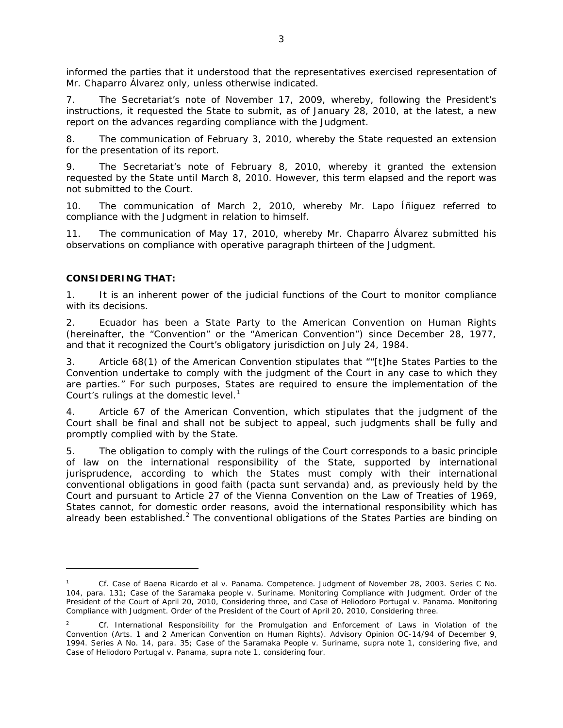informed the parties that it understood that the representatives exercised representation of Mr. Chaparro Álvarez only, unless otherwise indicated.

7. The Secretariat's note of November 17, 2009, whereby, following the President's instructions, it requested the State to submit, as of January 28, 2010, at the latest, a new report on the advances regarding compliance with the Judgment.

8. The communication of February 3, 2010, whereby the State requested an extension for the presentation of its report.

9. The Secretariat's note of February 8, 2010, whereby it granted the extension requested by the State until March 8, 2010. However, this term elapsed and the report was not submitted to the Court.

10. The communication of March 2, 2010, whereby Mr. Lapo Íñiguez referred to compliance with the Judgment in relation to himself.

11. The communication of May 17, 2010, whereby Mr. Chaparro Álvarez submitted his observations on compliance with operative paragraph thirteen of the Judgment.

**CONSIDERING THAT:**

1. It is an inherent power of the judicial functions of the Court to monitor compliance with its decisions.

2. Ecuador has been a State Party to the American Convention on Human Rights (hereinafter, the "Convention" or the "American Convention") since December 28, 1977, and that it recognized the Court's obligatory jurisdiction on July 24, 1984.

3. Article 68(1) of the American Convention stipulates that ""[t]he States Parties to the Convention undertake to comply with the judgment of the Court in any case to which they are parties." For such purposes, States are required to ensure the implementation of the Court's rulings at the domestic level.[1]

4. Article 67 of the American Convention, which stipulates that the judgment of the Court shall be final and shall not be subject to appeal, such judgments shall be fully and promptly complied with by the State.

5. The obligation to comply with the rulings of the Court corresponds to a basic principle of law on the international responsibility of the State, supported by international jurisprudence, according to which the States must comply with their international conventional obligations in good faith (*pacta sunt servanda*) and, as previously held by the Court and pursuant to Article 27 of the Vienna Convention on the Law of Treaties of 1969, States cannot, for domestic order reasons, avoid the international responsibility which has already been established.[2] The conventional obligations of the States Parties are binding on

---

[1] Cf. *Case of Baena Ricardo et al v. Panama. Competence.* Judgment of November 28, 2003. Series C No. 104, para. 131; *Case of the Saramaka people v. Suriname. Monitoring Compliance with Judgment.* Order of the President of the Court of April 20, 2010, Considering three, and *Case of Heliodoro Portugal v. Panama. Monitoring Compliance with Judgment.* Order of the President of the Court of April 20, 2010, Considering three.

[2] Cf. *International Responsibility for the Promulgation and Enforcement of Laws in Violation of the Convention (Arts. 1 and 2 American Convention on Human Rights).* Advisory Opinion OC-14/94 of December 9, 1994. Series A No. 14, para. 35; *Case of the Saramaka People v. Suriname, supra* note 1, considering five, and *Case of Heliodoro Portugal v. Panama, supra* note 1, considering four.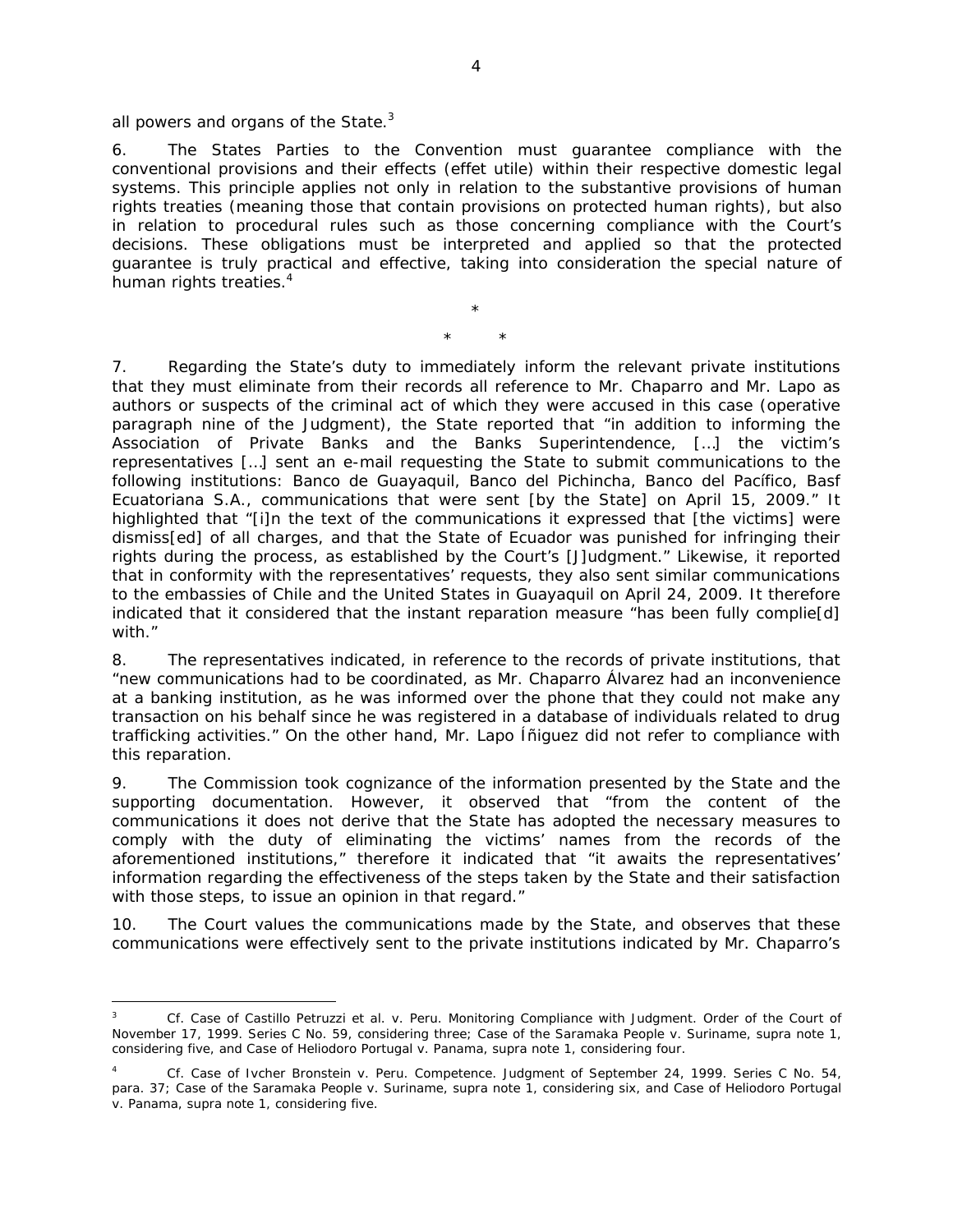all powers and organs of the State.[3]

6. The States Parties to the Convention must guarantee compliance with the conventional provisions and their effects (*effet utile*) within their respective domestic legal systems. This principle applies not only in relation to the substantive provisions of human rights treaties (meaning those that contain provisions on protected human rights), but also in relation to procedural rules such as those concerning compliance with the Court's decisions. These obligations must be interpreted and applied so that the protected guarantee is truly practical and effective, taking into consideration the special nature of human rights treaties.[4]

\*

\* \*

7. Regarding the State's duty to immediately inform the relevant private institutions that they must eliminate from their records all reference to Mr. Chaparro and Mr. Lapo as authors or suspects of the criminal act of which they were accused in this case (operative paragraph nine of the Judgment), the State reported that "in addition to informing the Association of Private Banks and the Banks Superintendence, […] the victim's representatives […] sent an e-mail requesting the State to submit communications to the following institutions: Banco de Guayaquil, Banco del Pichincha, Banco del Pacífico, Basf Ecuatoriana S.A., communications that were sent [by the State] on April 15, 2009." It highlighted that "[i]n the text of the communications it expressed that [the victims] were dismiss[ed] of all charges, and that the State of Ecuador was punished for infringing their rights during the process, as established by the Court's [J]udgment." Likewise, it reported that in conformity with the representatives' requests, they also sent similar communications to the embassies of Chile and the United States in Guayaquil on April 24, 2009. It therefore indicated that it considered that the instant reparation measure "has been fully complie[d] with."

8. The representatives indicated, in reference to the records of private institutions, that "new communications had to be coordinated, as Mr. Chaparro Álvarez had an inconvenience at a banking institution, as he was informed over the phone that they could not make any transaction on his behalf since he was registered in a database of individuals related to drug trafficking activities." On the other hand, Mr. Lapo Íñiguez did not refer to compliance with this reparation.

9. The Commission took cognizance of the information presented by the State and the supporting documentation. However, it observed that "from the content of the communications it does not derive that the State has adopted the necessary measures to comply with the duty of eliminating the victims' names from the records of the aforementioned institutions," therefore it indicated that "it awaits the representatives' information regarding the effectiveness of the steps taken by the State and their satisfaction with those steps, to issue an opinion in that regard."

10. The Court values the communications made by the State, and observes that these communications were effectively sent to the private institutions indicated by Mr. Chaparro's

[3] *Cf. Case of Castillo Petruzzi et al. v. Peru. Monitoring Compliance with Judgment.* Order of the Court of November 17, 1999. Series C No. 59, considering three; *Case of the Saramaka People v. Suriname, supra* note 1, considering five, and *Case of Heliodoro Portugal v. Panama, supra* note 1, considering four.

[4] *Cf. Case of Ivcher Bronstein v. Peru. Competence.* Judgment of September 24, 1999. Series C No. 54, para. 37; *Case of the Saramaka People v. Suriname, supra* note 1, considering six, and *Case of Heliodoro Portugal v. Panama, supra* note 1, considering five.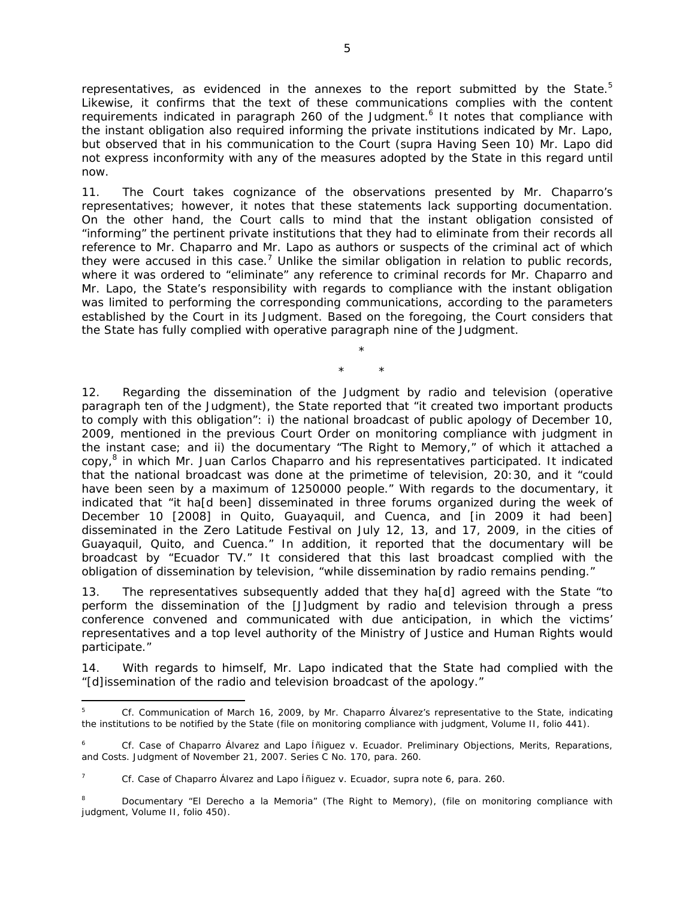representatives, as evidenced in the annexes to the report submitted by the State.[5] Likewise, it confirms that the text of these communications complies with the content requirements indicated in paragraph 260 of the Judgment.[6] It notes that compliance with the instant obligation also required informing the private institutions indicated by Mr. Lapo, but observed that in his communication to the Court (*supra* Having Seen 10) Mr. Lapo did not express inconformity with any of the measures adopted by the State in this regard until now.

11. The Court takes cognizance of the observations presented by Mr. Chaparro's representatives; however, it notes that these statements lack supporting documentation. On the other hand, the Court calls to mind that the instant obligation consisted of "informing" the pertinent private institutions that they had to eliminate from their records all reference to Mr. Chaparro and Mr. Lapo as authors or suspects of the criminal act of which they were accused in this case.[7] Unlike the similar obligation in relation to public records, where it was ordered to "eliminate" any reference to criminal records for Mr. Chaparro and Mr. Lapo, the State's responsibility with regards to compliance with the instant obligation was limited to performing the corresponding communications, according to the parameters established by the Court in its Judgment. Based on the foregoing, the Court considers that the State has fully complied with operative paragraph nine of the Judgment.

\*

\* \*

12. Regarding the dissemination of the Judgment by radio and television (operative paragraph ten of the Judgment), the State reported that "it created two important products to comply with this obligation": i) the national broadcast of public apology of December 10, 2009, mentioned in the previous Court Order on monitoring compliance with judgment in the instant case; and ii) the documentary "The Right to Memory," of which it attached a copy,[8] in which Mr. Juan Carlos Chaparro and his representatives participated. It indicated that the national broadcast was done at the primetime of television, 20:30, and it "could have been seen by a maximum of 1250000 people." With regards to the documentary, it indicated that "it ha[d been] disseminated in three forums organized during the week of December 10 [2008] in Quito, Guayaquil, and Cuenca, and [in 2009 it had been] disseminated in the Zero Latitude Festival on July 12, 13, and 17, 2009, in the cities of Guayaquil, Quito, and Cuenca." In addition, it reported that the documentary will be broadcast by "Ecuador TV." It considered that this last broadcast complied with the obligation of dissemination by television, "while dissemination by radio remains pending."

13. The representatives subsequently added that they ha[d] agreed with the State "to perform the dissemination of the [J]udgment by radio and television through a press conference convened and communicated with due anticipation, in which the victims' representatives and a top level authority of the Ministry of Justice and Human Rights would participate."

14. With regards to himself, Mr. Lapo indicated that the State had complied with the "[d]issemination of the radio and television broadcast of the apology."

---

[5] *Cf.* Communication of March 16, 2009, by Mr. Chaparro Álvarez's representative to the State, indicating the institutions to be notified by the State (file on monitoring compliance with judgment, Volume II, folio 441).

[6] *Cf. Case of Chaparro Álvarez and Lapo Íñiguez v. Ecuador. Preliminary Objections, Merits, Reparations, and Costs.* Judgment of November 21, 2007. Series C No. 170, para. 260.

[7] *Cf. Case of Chaparro Álvarez and Lapo Íñiguez v. Ecuador, supra* note 6, para. 260.

[8] Documentary "El Derecho a la Memoria" (The Right to Memory), (file on monitoring compliance with judgment, Volume II, folio 450).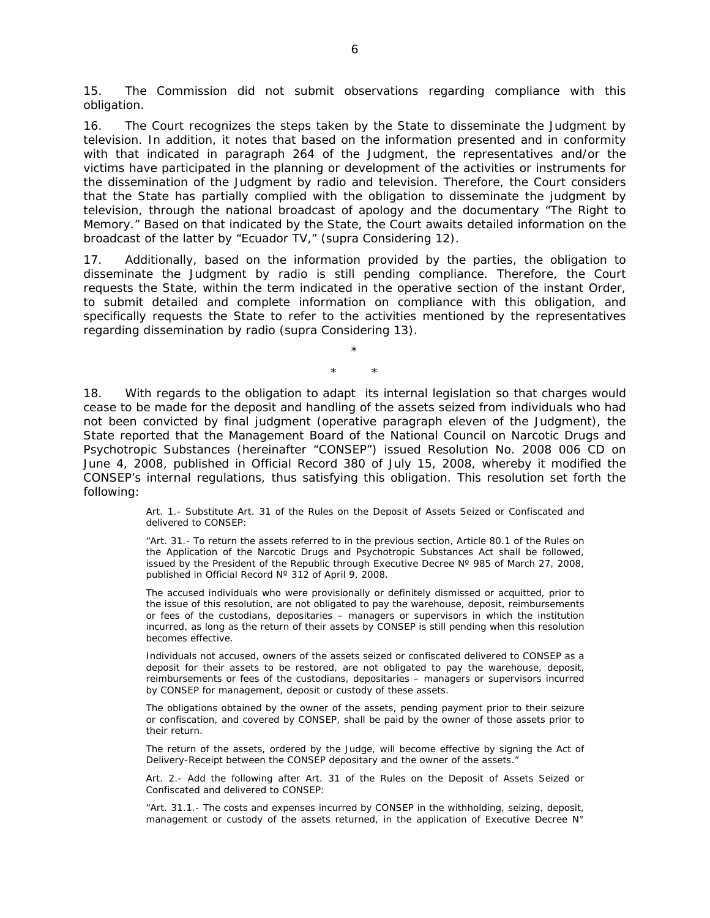15. The Commission did not submit observations regarding compliance with this obligation.

16. The Court recognizes the steps taken by the State to disseminate the Judgment by television. In addition, it notes that based on the information presented and in conformity with that indicated in paragraph 264 of the Judgment, the representatives and/or the victims have participated in the planning or development of the activities or instruments for the dissemination of the Judgment by radio and television. Therefore, the Court considers that the State has partially complied with the obligation to disseminate the judgment by television, through the national broadcast of apology and the documentary "The Right to Memory." Based on that indicated by the State, the Court awaits detailed information on the broadcast of the latter by "Ecuador TV," (*supra* Considering 12).

17. Additionally, based on the information provided by the parties, the obligation to disseminate the Judgment by radio is still pending compliance. Therefore, the Court requests the State, within the term indicated in the operative section of the instant Order, to submit detailed and complete information on compliance with this obligation, and specifically requests the State to refer to the activities mentioned by the representatives regarding dissemination by radio (*supra* Considering 13).

\*

\* \*

18. With regards to the obligation to adapt its internal legislation so that charges would cease to be made for the deposit and handling of the assets seized from individuals who had not been convicted by final judgment (operative paragraph eleven of the Judgment), the State reported that the Management Board of the National Council on Narcotic Drugs and Psychotropic Substances (hereinafter "CONSEP") issued Resolution No. 2008 006 CD on June 4, 2008, published in Official Record 380 of July 15, 2008, whereby it modified the CONSEP's internal regulations, thus satisfying this obligation. This resolution set forth the following:

> Art. 1.- Substitute Art. 31 of the Rules on the Deposit of Assets Seized or Confiscated and delivered to CONSEP:
>
> "Art. 31.- To return the assets referred to in the previous section, Article 80.1 of the Rules on the Application of the Narcotic Drugs and Psychotropic Substances Act shall be followed, issued by the President of the Republic through Executive Decree Nº 985 of March 27, 2008, published in Official Record Nº 312 of April 9, 2008.
>
> The accused individuals who were provisionally or definitely dismissed or acquitted, prior to the issue of this resolution, are not obligated to pay the warehouse, deposit, reimbursements or fees of the custodians, depositaries – managers or supervisors in which the institution incurred, as long as the return of their assets by CONSEP is still pending when this resolution becomes effective.
>
> Individuals not accused, owners of the assets seized or confiscated delivered to CONSEP as a deposit for their assets to be restored, are not obligated to pay the warehouse, deposit, reimbursements or fees of the custodians, depositaries – managers or supervisors incurred by CONSEP for management, deposit or custody of these assets.
>
> The obligations obtained by the owner of the assets, pending payment prior to their seizure or confiscation, and covered by CONSEP, shall be paid by the owner of those assets prior to their return.
>
> The return of the assets, ordered by the Judge, will become effective by signing the Act of Delivery-Receipt between the CONSEP depositary and the owner of the assets."
>
> Art. 2.- Add the following after Art. 31 of the Rules on the Deposit of Assets Seized or Confiscated and delivered to CONSEP:
>
> "Art. 31.1.- The costs and expenses incurred by CONSEP in the withholding, seizing, deposit, management or custody of the assets returned, in the application of Executive Decree N°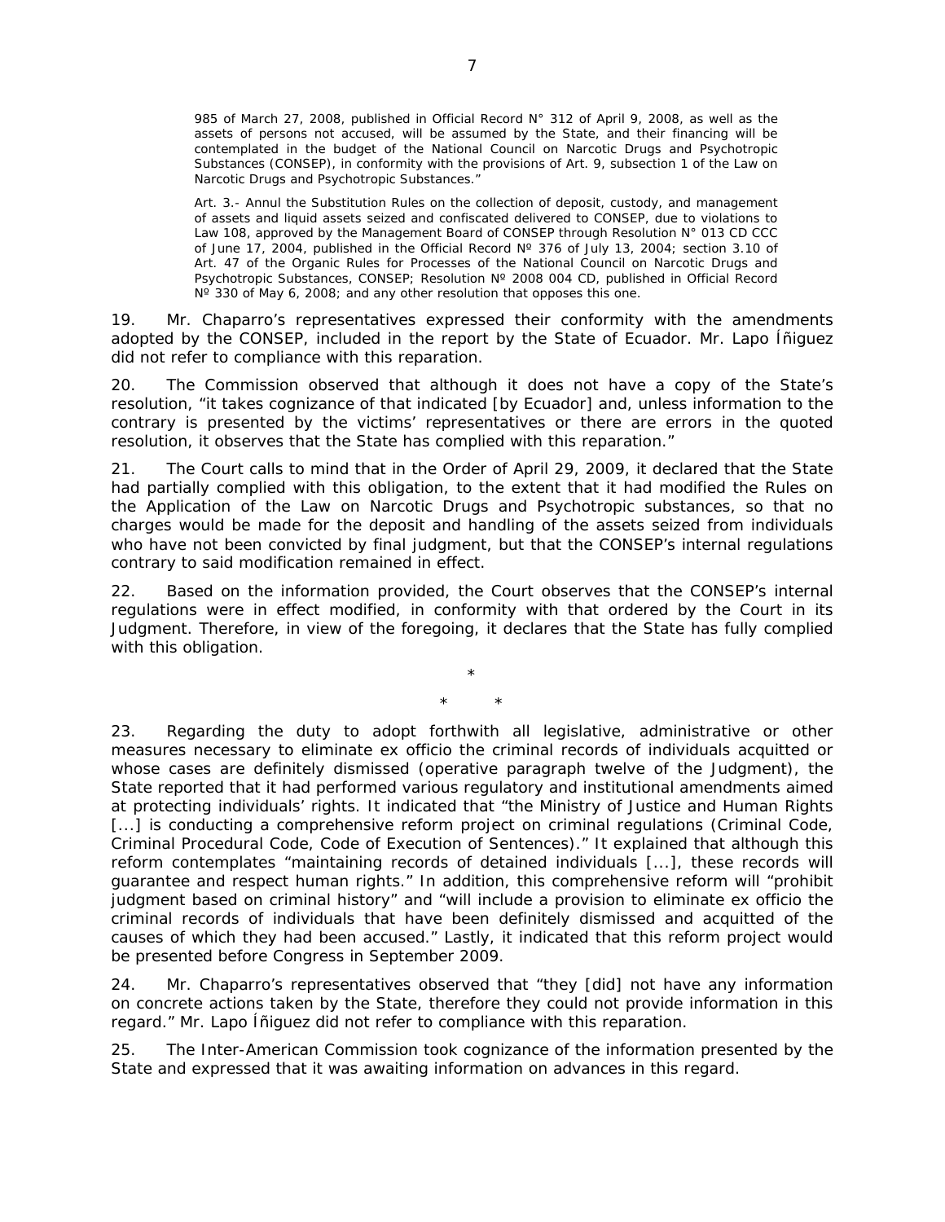> 985 of March 27, 2008, published in Official Record N° 312 of April 9, 2008, as well as the assets of persons not accused, will be assumed by the State, and their financing will be contemplated in the budget of the National Council on Narcotic Drugs and Psychotropic Substances (CONSEP), in conformity with the provisions of Art. 9, subsection 1 of the Law on Narcotic Drugs and Psychotropic Substances."
>
> Art. 3.- Annul the Substitution Rules on the collection of deposit, custody, and management of assets and liquid assets seized and confiscated delivered to CONSEP, due to violations to Law 108, approved by the Management Board of CONSEP through Resolution N° 013 CD CCC of June 17, 2004, published in the Official Record Nº 376 of July 13, 2004; section 3.10 of Art. 47 of the Organic Rules for Processes of the National Council on Narcotic Drugs and Psychotropic Substances, CONSEP; Resolution Nº 2008 004 CD, published in Official Record Nº 330 of May 6, 2008; and any other resolution that opposes this one.

19. Mr. Chaparro's representatives expressed their conformity with the amendments adopted by the CONSEP, included in the report by the State of Ecuador. Mr. Lapo Íñiguez did not refer to compliance with this reparation.

20. The Commission observed that although it does not have a copy of the State's resolution, "it takes cognizance of that indicated [by Ecuador] and, unless information to the contrary is presented by the victims' representatives or there are errors in the quoted resolution, it observes that the State has complied with this reparation."

21. The Court calls to mind that in the Order of April 29, 2009, it declared that the State had partially complied with this obligation, to the extent that it had modified the Rules on the Application of the Law on Narcotic Drugs and Psychotropic substances, so that no charges would be made for the deposit and handling of the assets seized from individuals who have not been convicted by final judgment, but that the CONSEP's internal regulations contrary to said modification remained in effect.

22. Based on the information provided, the Court observes that the CONSEP's internal regulations were in effect modified, in conformity with that ordered by the Court in its Judgment. Therefore, in view of the foregoing, it declares that the State has fully complied with this obligation.

\*

\* \*

23. Regarding the duty to adopt forthwith all legislative, administrative or other measures necessary to eliminate ex officio the criminal records of individuals acquitted or whose cases are definitely dismissed (operative paragraph twelve of the Judgment), the State reported that it had performed various regulatory and institutional amendments aimed at protecting individuals' rights. It indicated that "the Ministry of Justice and Human Rights [...] is conducting a comprehensive reform project on criminal regulations (Criminal Code, Criminal Procedural Code, Code of Execution of Sentences)." It explained that although this reform contemplates "maintaining records of detained individuals [...], these records will guarantee and respect human rights." In addition, this comprehensive reform will "prohibit judgment based on criminal history" and "will include a provision to eliminate ex officio the criminal records of individuals that have been definitely dismissed and acquitted of the causes of which they had been accused." Lastly, it indicated that this reform project would be presented before Congress in September 2009.

24. Mr. Chaparro's representatives observed that "they [did] not have any information on concrete actions taken by the State, therefore they could not provide information in this regard." Mr. Lapo Íñiguez did not refer to compliance with this reparation.

25. The Inter-American Commission took cognizance of the information presented by the State and expressed that it was awaiting information on advances in this regard.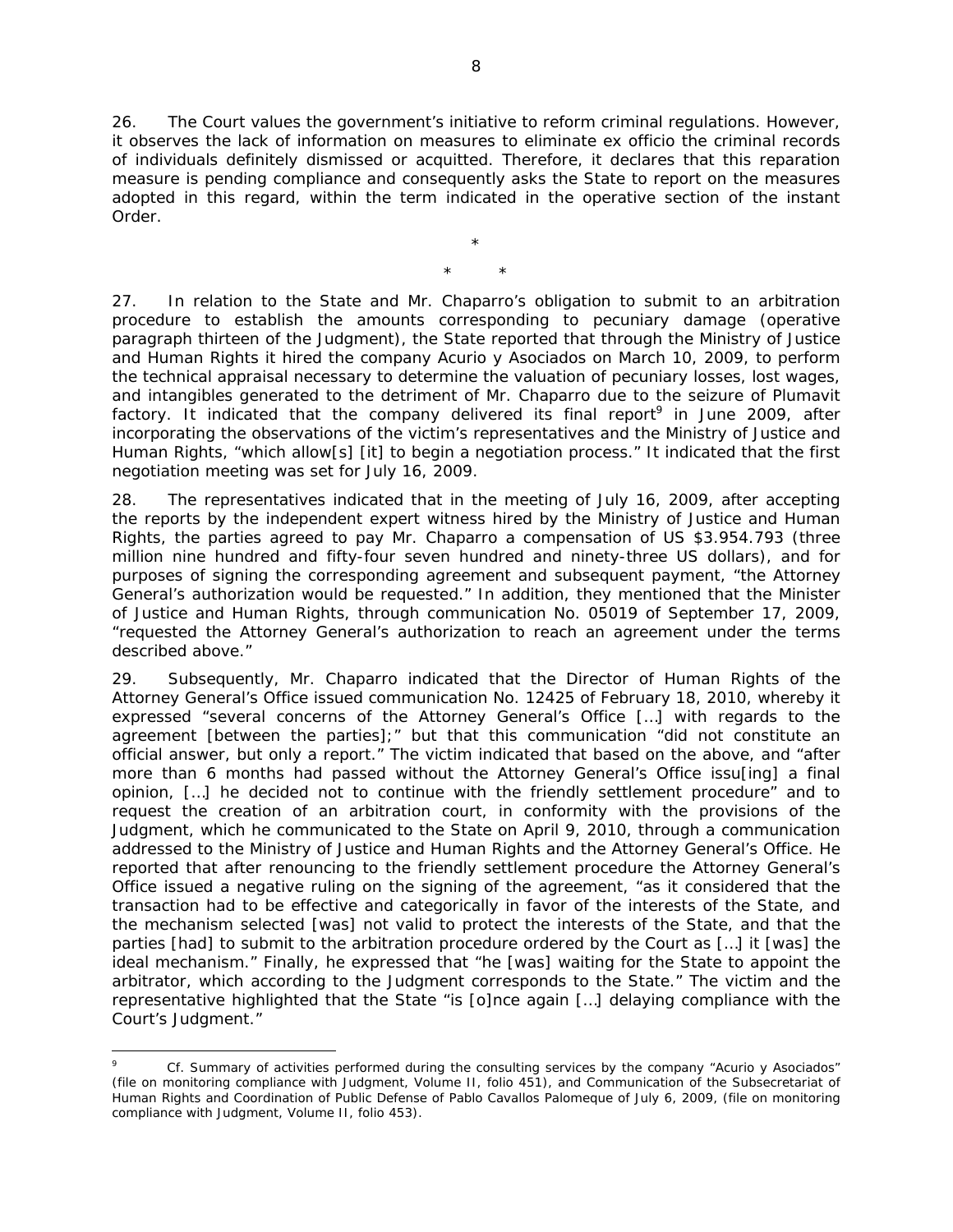26. The Court values the government's initiative to reform criminal regulations. However, it observes the lack of information on measures to eliminate ex officio the criminal records of individuals definitely dismissed or acquitted. Therefore, it declares that this reparation measure is pending compliance and consequently asks the State to report on the measures adopted in this regard, within the term indicated in the operative section of the instant Order.

\*

\* \*

27. In relation to the State and Mr. Chaparro's obligation to submit to an arbitration procedure to establish the amounts corresponding to pecuniary damage (operative paragraph thirteen of the Judgment), the State reported that through the Ministry of Justice and Human Rights it hired the company Acurio y Asociados on March 10, 2009, to perform the technical appraisal necessary to determine the valuation of pecuniary losses, lost wages, and intangibles generated to the detriment of Mr. Chaparro due to the seizure of Plumavit factory. It indicated that the company delivered its final report[9] in June 2009, after incorporating the observations of the victim's representatives and the Ministry of Justice and Human Rights, "which allow[s] [it] to begin a negotiation process." It indicated that the first negotiation meeting was set for July 16, 2009.

28. The representatives indicated that in the meeting of July 16, 2009, after accepting the reports by the independent expert witness hired by the Ministry of Justice and Human Rights, the parties agreed to pay Mr. Chaparro a compensation of US $3.954.793 (three million nine hundred and fifty-four seven hundred and ninety-three US dollars), and for purposes of signing the corresponding agreement and subsequent payment, "the Attorney General's authorization would be requested." In addition, they mentioned that the Minister of Justice and Human Rights, through communication No. 05019 of September 17, 2009, "requested the Attorney General's authorization to reach an agreement under the terms described above."

29. Subsequently, Mr. Chaparro indicated that the Director of Human Rights of the Attorney General's Office issued communication No. 12425 of February 18, 2010, whereby it expressed "several concerns of the Attorney General's Office […] with regards to the agreement [between the parties];" but that this communication "did not constitute an official answer, but only a report." The victim indicated that based on the above, and "after more than 6 months had passed without the Attorney General's Office issu[ing] a final opinion, […] he decided not to continue with the friendly settlement procedure" and to request the creation of an arbitration court, in conformity with the provisions of the Judgment, which he communicated to the State on April 9, 2010, through a communication addressed to the Ministry of Justice and Human Rights and the Attorney General's Office. He reported that after renouncing to the friendly settlement procedure the Attorney General's Office issued a negative ruling on the signing of the agreement, "as it considered that the transaction had to be effective and categorically in favor of the interests of the State, and the mechanism selected [was] not valid to protect the interests of the State, and that the parties [had] to submit to the arbitration procedure ordered by the Court as […] it [was] the ideal mechanism." Finally, he expressed that "he [was] waiting for the State to appoint the arbitrator, which according to the Judgment corresponds to the State." The victim and the representative highlighted that the State "is [o]nce again […] delaying compliance with the Court's Judgment."

---

[9] Cf. Summary of activities performed during the consulting services by the company "Acurio y Asociados" (file on monitoring compliance with Judgment, Volume II, folio 451), and Communication of the Subsecretariat of Human Rights and Coordination of Public Defense of Pablo Cavallos Palomeque of July 6, 2009, (file on monitoring compliance with Judgment, Volume II, folio 453).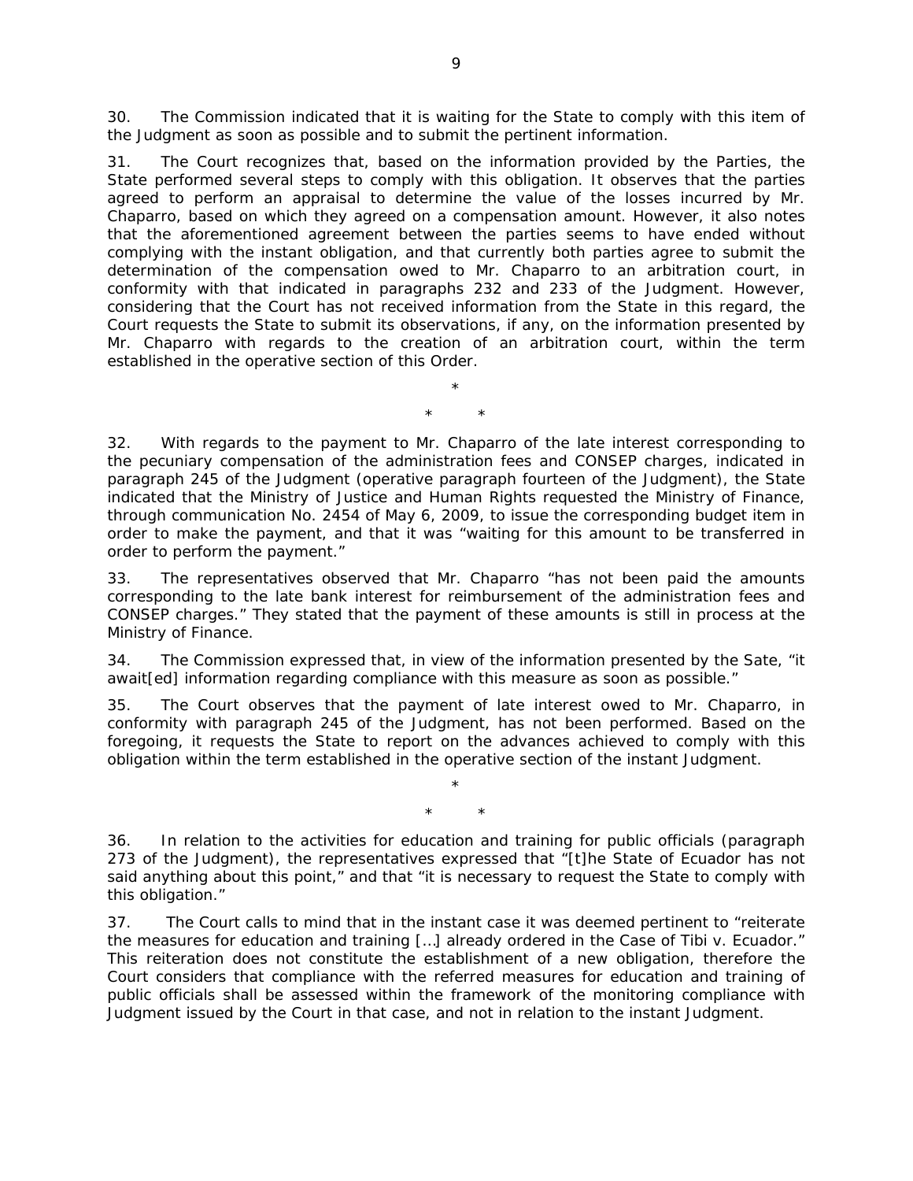30. The Commission indicated that it is waiting for the State to comply with this item of the Judgment as soon as possible and to submit the pertinent information.

31. The Court recognizes that, based on the information provided by the Parties, the State performed several steps to comply with this obligation. It observes that the parties agreed to perform an appraisal to determine the value of the losses incurred by Mr. Chaparro, based on which they agreed on a compensation amount. However, it also notes that the aforementioned agreement between the parties seems to have ended without complying with the instant obligation, and that currently both parties agree to submit the determination of the compensation owed to Mr. Chaparro to an arbitration court, in conformity with that indicated in paragraphs 232 and 233 of the Judgment. However, considering that the Court has not received information from the State in this regard, the Court requests the State to submit its observations, if any, on the information presented by Mr. Chaparro with regards to the creation of an arbitration court, within the term established in the operative section of this Order.

\*

\* \*

32. With regards to the payment to Mr. Chaparro of the late interest corresponding to the pecuniary compensation of the administration fees and CONSEP charges, indicated in paragraph 245 of the Judgment (operative paragraph fourteen of the Judgment), the State indicated that the Ministry of Justice and Human Rights requested the Ministry of Finance, through communication No. 2454 of May 6, 2009, to issue the corresponding budget item in order to make the payment, and that it was "waiting for this amount to be transferred in order to perform the payment."

33. The representatives observed that Mr. Chaparro "has not been paid the amounts corresponding to the late bank interest for reimbursement of the administration fees and CONSEP charges." They stated that the payment of these amounts is still in process at the Ministry of Finance.

34. The Commission expressed that, in view of the information presented by the Sate, "it await[ed] information regarding compliance with this measure as soon as possible."

35. The Court observes that the payment of late interest owed to Mr. Chaparro, in conformity with paragraph 245 of the Judgment, has not been performed. Based on the foregoing, it requests the State to report on the advances achieved to comply with this obligation within the term established in the operative section of the instant Judgment.

\*

\* \*

36. In relation to the activities for education and training for public officials (paragraph 273 of the Judgment), the representatives expressed that "[t]he State of Ecuador has not said anything about this point," and that "it is necessary to request the State to comply with this obligation."

37. The Court calls to mind that in the instant case it was deemed pertinent to "reiterate the measures for education and training […] already ordered in the Case of *Tibi v. Ecuador*." This reiteration does not constitute the establishment of a new obligation, therefore the Court considers that compliance with the referred measures for education and training of public officials shall be assessed within the framework of the monitoring compliance with Judgment issued by the Court in that case, and not in relation to the instant Judgment.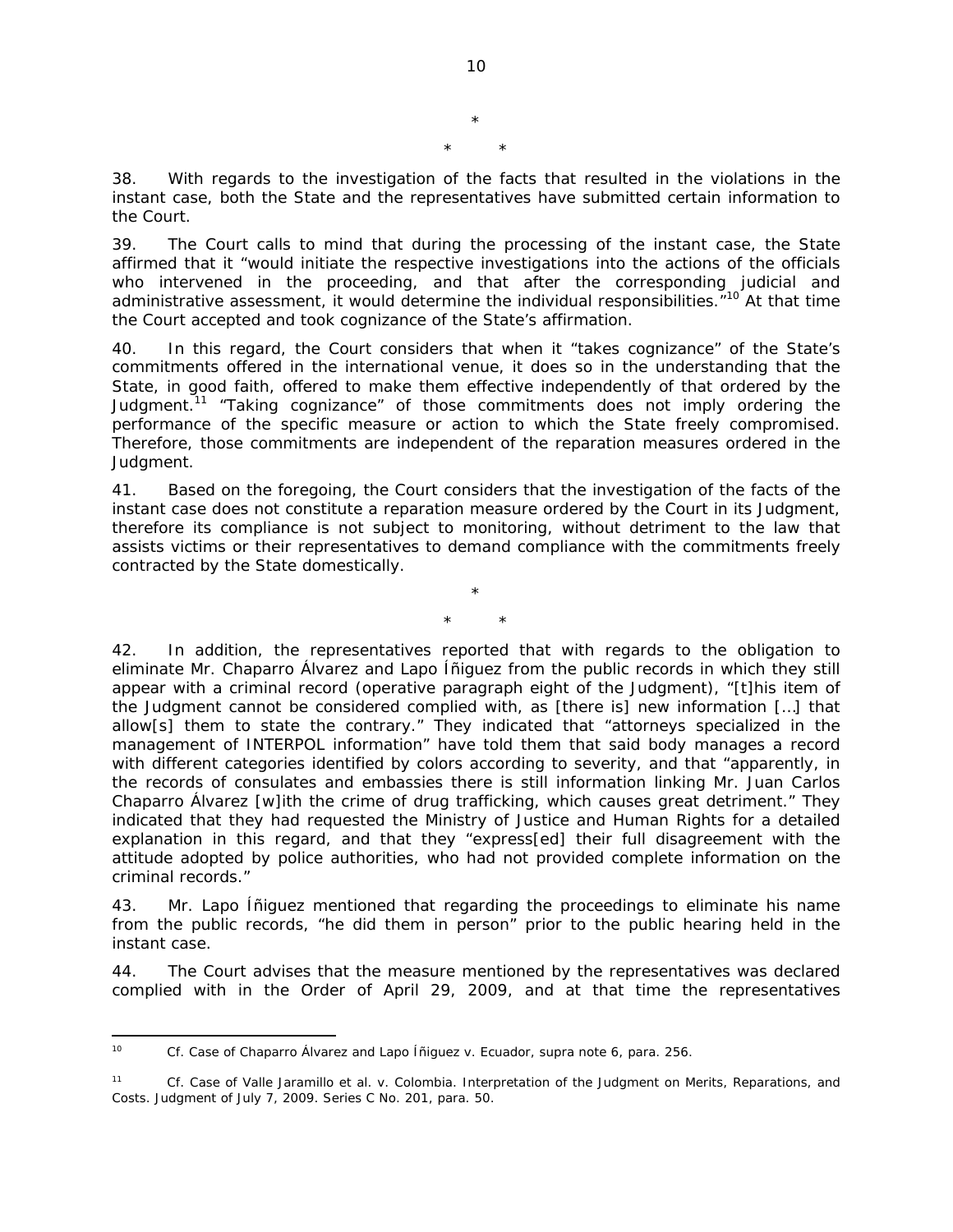\*

\* \*

38. With regards to the investigation of the facts that resulted in the violations in the instant case, both the State and the representatives have submitted certain information to the Court.

39. The Court calls to mind that during the processing of the instant case, the State affirmed that it "would initiate the respective investigations into the actions of the officials who intervened in the proceeding, and that after the corresponding judicial and administrative assessment, it would determine the individual responsibilities."[10] At that time the Court accepted and took cognizance of the State's affirmation.

40. In this regard, the Court considers that when it "takes cognizance" of the State's commitments offered in the international venue, it does so in the understanding that the State, in good faith, offered to make them effective independently of that ordered by the Judgment.[11] "Taking cognizance" of those commitments does not imply ordering the performance of the specific measure or action to which the State freely compromised. Therefore, those commitments are independent of the reparation measures ordered in the Judgment.

41. Based on the foregoing, the Court considers that the investigation of the facts of the instant case does not constitute a reparation measure ordered by the Court in its Judgment, therefore its compliance is not subject to monitoring, without detriment to the law that assists victims or their representatives to demand compliance with the commitments freely contracted by the State domestically.

\*

\* \*

42. In addition, the representatives reported that with regards to the obligation to eliminate Mr. Chaparro Álvarez and Lapo Íñiguez from the public records in which they still appear with a criminal record (operative paragraph eight of the Judgment), "[t]his item of the Judgment cannot be considered complied with, as [there is] new information […] that allow[s] them to state the contrary." They indicated that "attorneys specialized in the management of INTERPOL information" have told them that said body manages a record with different categories identified by colors according to severity, and that "apparently, in the records of consulates and embassies there is still information linking Mr. Juan Carlos Chaparro Álvarez [w]ith the crime of drug trafficking, which causes great detriment." They indicated that they had requested the Ministry of Justice and Human Rights for a detailed explanation in this regard, and that they "express[ed] their full disagreement with the attitude adopted by police authorities, who had not provided complete information on the criminal records."

43. Mr. Lapo Íñiguez mentioned that regarding the proceedings to eliminate his name from the public records, "he did them in person" prior to the public hearing held in the instant case.

44. The Court advises that the measure mentioned by the representatives was declared complied with in the Order of April 29, 2009, and at that time the representatives

---

[10] *Cf. Case of Chaparro Álvarez and Lapo Íñiguez v. Ecuador, supra* note 6, para. 256.

[11] *Cf. Case of Valle Jaramillo et al. v. Colombia. Interpretation of the Judgment on Merits, Reparations, and Costs.* Judgment of July 7, 2009. Series C No. 201, para. 50.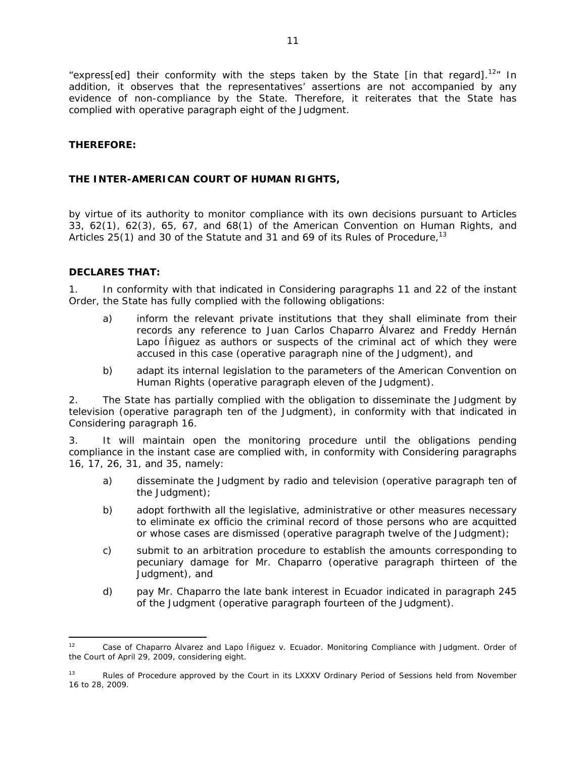"express[ed] their conformity with the steps taken by the State [in that regard].[12]" In addition, it observes that the representatives' assertions are not accompanied by any evidence of non-compliance by the State. Therefore, it reiterates that the State has complied with operative paragraph eight of the Judgment.

**THEREFORE:**

**THE INTER-AMERICAN COURT OF HUMAN RIGHTS,**

by virtue of its authority to monitor compliance with its own decisions pursuant to Articles 33, 62(1), 62(3), 65, 67, and 68(1) of the American Convention on Human Rights, and Articles 25(1) and 30 of the Statute and 31 and 69 of its Rules of Procedure,[13]

**DECLARES THAT:**

1. In conformity with that indicated in Considering paragraphs 11 and 22 of the instant Order, the State has fully complied with the following obligations:

   a) inform the relevant private institutions that they shall eliminate from their records any reference to Juan Carlos Chaparro Álvarez and Freddy Hernán Lapo Íñiguez as authors or suspects of the criminal act of which they were accused in this case (operative paragraph nine of the Judgment), and

   b) adapt its internal legislation to the parameters of the American Convention on Human Rights (operative paragraph eleven of the Judgment).

2. The State has partially complied with the obligation to disseminate the Judgment by television (operative paragraph ten of the Judgment), in conformity with that indicated in Considering paragraph 16.

3. It will maintain open the monitoring procedure until the obligations pending compliance in the instant case are complied with, in conformity with Considering paragraphs 16, 17, 26, 31, and 35, namely:

   a) disseminate the Judgment by radio and television (operative paragraph ten of the Judgment);

   b) adopt forthwith all the legislative, administrative or other measures necessary to eliminate ex officio the criminal record of those persons who are acquitted or whose cases are dismissed (operative paragraph twelve of the Judgment);

   c) submit to an arbitration procedure to establish the amounts corresponding to pecuniary damage for Mr. Chaparro (operative paragraph thirteen of the Judgment), and

   d) pay Mr. Chaparro the late bank interest in Ecuador indicated in paragraph 245 of the Judgment (operative paragraph fourteen of the Judgment).

---

[12] *Case of Chaparro Álvarez and Lapo Íñiguez v. Ecuador. Monitoring Compliance with Judgment.* Order of the Court of April 29, 2009, considering eight.

[13] Rules of Procedure approved by the Court in its LXXXV Ordinary Period of Sessions held from November 16 to 28, 2009.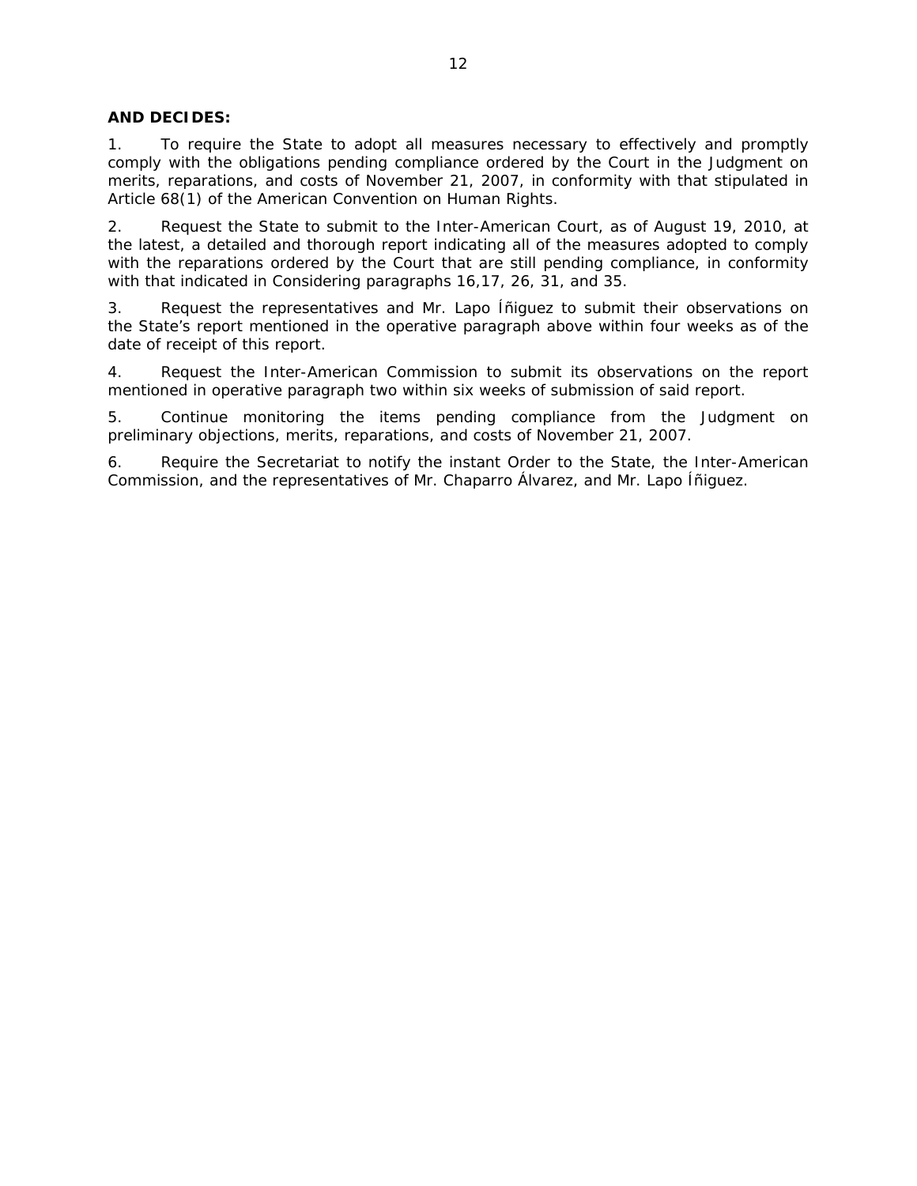**AND DECIDES:**

1. To require the State to adopt all measures necessary to effectively and promptly comply with the obligations pending compliance ordered by the Court in the Judgment on merits, reparations, and costs of November 21, 2007, in conformity with that stipulated in Article 68(1) of the American Convention on Human Rights.

2. Request the State to submit to the Inter-American Court, as of August 19, 2010, at the latest, a detailed and thorough report indicating all of the measures adopted to comply with the reparations ordered by the Court that are still pending compliance, in conformity with that indicated in Considering paragraphs 16,17, 26, 31, and 35.

3. Request the representatives and Mr. Lapo Íñiguez to submit their observations on the State's report mentioned in the operative paragraph above within four weeks as of the date of receipt of this report.

4. Request the Inter-American Commission to submit its observations on the report mentioned in operative paragraph two within six weeks of submission of said report.

5. Continue monitoring the items pending compliance from the Judgment on preliminary objections, merits, reparations, and costs of November 21, 2007.

6. Require the Secretariat to notify the instant Order to the State, the Inter-American Commission, and the representatives of Mr. Chaparro Álvarez, and Mr. Lapo Íñiguez.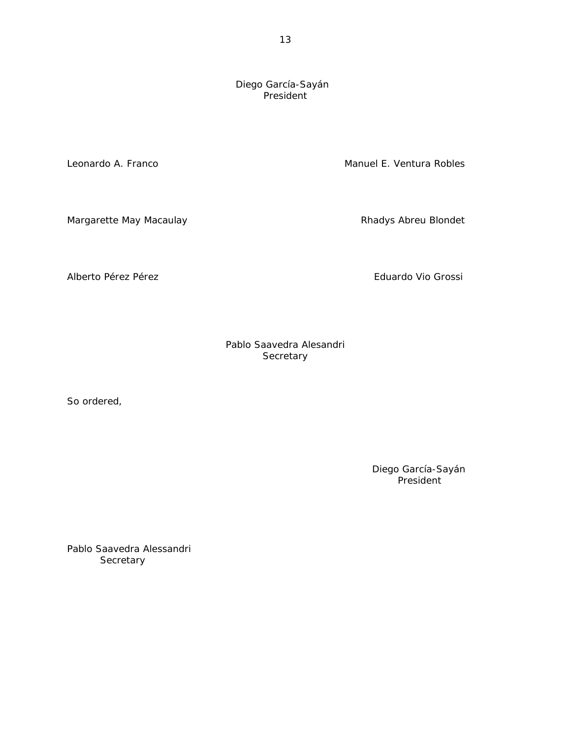Diego García-Sayán
President

Leonardo A. Franco

Manuel E. Ventura Robles

Margarette May Macaulay

Rhadys Abreu Blondet

Alberto Pérez Pérez

Eduardo Vio Grossi

Pablo Saavedra Alesandri
Secretary

So ordered,

Diego García-Sayán
President

Pablo Saavedra Alessandri
Secretary